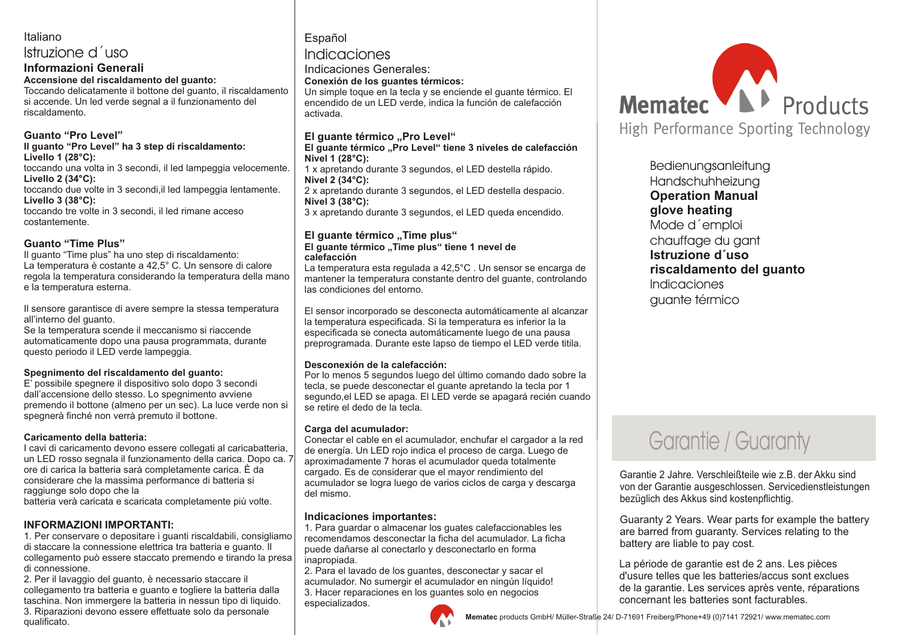Italiano

# Istruzione d´uso

## Informazioni Generali

**Accensione del riscaldamento del guanto:**
Toccando delicatamente il bottone del guanto, il riscaldamento si accende. Un led verde segnal a il funzionamento del riscaldamento.

### Guanto “Pro Level”

**Il guanto “Pro Level” ha 3 step di riscaldamento:**
**Livello 1 (28°C):**
toccando una volta in 3 secondi, il led lampeggia velocemente.
**Livello 2 (34°C):**
toccando due volte in 3 secondi,il led lampeggia lentamente.
**Livello 3 (38°C):**
toccando tre volte in 3 secondi, il led rimane acceso costantemente.

### Guanto “Time Plus”

Il guanto “Time plus” ha uno step di riscaldamento:
La temperatura è costante a 42,5° C. Un sensore di calore regola la temperatura considerando la temperatura della mano e la temperatura esterna.

Il sensore garantisce di avere sempre la stessa temperatura all’interno del guanto.
Se la temperatura scende il meccanismo si riaccende automaticamente dopo una pausa programmata, durante questo periodo il LED verde lampeggia.

**Spegnimento del riscaldamento del guanto:**
E’ possibile spegnere il dispositivo solo dopo 3 secondi dall’accensione dello stesso. Lo spegnimento avviene premendo il bottone (almeno per un sec). La luce verde non si spegnerà finché non verrà premuto il bottone.

**Caricamento della batteria:**
I cavi di caricamento devono essere collegati al caricabatteria, un LED rosso segnala il funzionamento della carica. Dopo ca. 7 ore di carica la batteria sarà completamente carica. È da considerare che la massima performance di batteria si raggiunge solo dopo che la
batteria verà caricata e scaricata completamente più volte.

### INFORMAZIONI IMPORTANTI:

1. Per conservare o depositare i guanti riscaldabili, consigliamo di staccare la connessione elettrica tra batteria e guanto. Il collegamento può essere staccato premendo e tirando la presa di connessione.
2. Per il lavaggio del guanto, è necessario staccare il collegamento tra batteria e guanto e togliere la batteria dalla taschina. Non immergere la batteria in nessun tipo di liquido.
3. Riparazioni devono essere effettuate solo da personale qualificato.

Español

# Indicaciones

## Indicaciones Generales:

**Conexión de los guantes térmicos:**
Un simple toque en la tecla y se enciende el guante térmico. El encendido de un LED verde, indica la función de calefacción activada.

### El guante térmico „Pro Level“

**El guante térmico „Pro Level“ tiene 3 niveles de calefacción**
**Nivel 1 (28°C):**
1 x apretando durante 3 segundos, el LED destella rápido.
**Nivel 2 (34°C):**
2 x apretando durante 3 segundos, el LED destella despacio.
**Nivel 3 (38°C):**
3 x apretando durante 3 segundos, el LED queda encendido.

### El guante térmico „Time plus“

**El guante térmico „Time plus“ tiene 1 nevel de calefacción**
La temperatura esta regulada a 42,5°C . Un sensor se encarga de mantener la temperatura constante dentro del guante, controlando las condiciones del entorno.

El sensor incorporado se desconecta automáticamente al alcanzar la temperatura especificada. Si la temperatura es inferior la la especificada se conecta automáticamente luego de una pausa preprogramada. Durante este lapso de tiempo el LED verde titila.

**Desconexión de la calefacción:**
Por lo menos 5 segundos luego del último comando dado sobre la tecla, se puede desconectar el guante apretando la tecla por 1 segundo,el LED se apaga. El LED verde se apagará recién cuando se retire el dedo de la tecla.

**Carga del acumulador:**
Conectar el cable en el acumulador, enchufar el cargador a la red de energía. Un LED rojo indica el proceso de carga. Luego de aproximadamente 7 horas el acumulador queda totalmente cargado. Es de considerar que el mayor rendimiento del acumulador se logra luego de varios ciclos de carga y descarga del mismo.

### Indicaciones importantes:

1. Para guardar o almacenar los guates calefaccionables les recomendamos desconectar la ficha del acumulador. La ficha puede dañarse al conectarlo y desconectarlo en forma inapropiada.
2. Para el lavado de los guantes, desconectar y sacar el acumulador. No sumergir el acumulador en ningún líquido!
3. Hacer reparaciones en los guantes solo en negocios especializados.

**Mematec** Products
High Performance Sporting Technology

Bedienungsanleitung
Handschuhheizung
**Operation Manual**
**glove heating**
Mode d´emploi
chauffage du gant
**Istruzione d´uso**
**riscaldamento del guanto**
Indicaciones
guante térmico

# Garantie / Guaranty

Garantie 2 Jahre. Verschleißteile wie z.B. der Akku sind von der Garantie ausgeschlossen. Servicedienstleistungen bezüglich des Akkus sind kostenpflichtig.

Guaranty 2 Years. Wear parts for example the battery are barred from guaranty. Services relating to the battery are liable to pay cost.

La période de garantie est de 2 ans. Les pièces d'usure telles que les batteries/accus sont exclues de la garantie. Les services après vente, réparations concernant les batteries sont facturables.

**Mematec** products GmbH/ Müller-Straße 24/ D-71691 Freiberg/Phone+49 (0)7141 72921/ www.mematec.com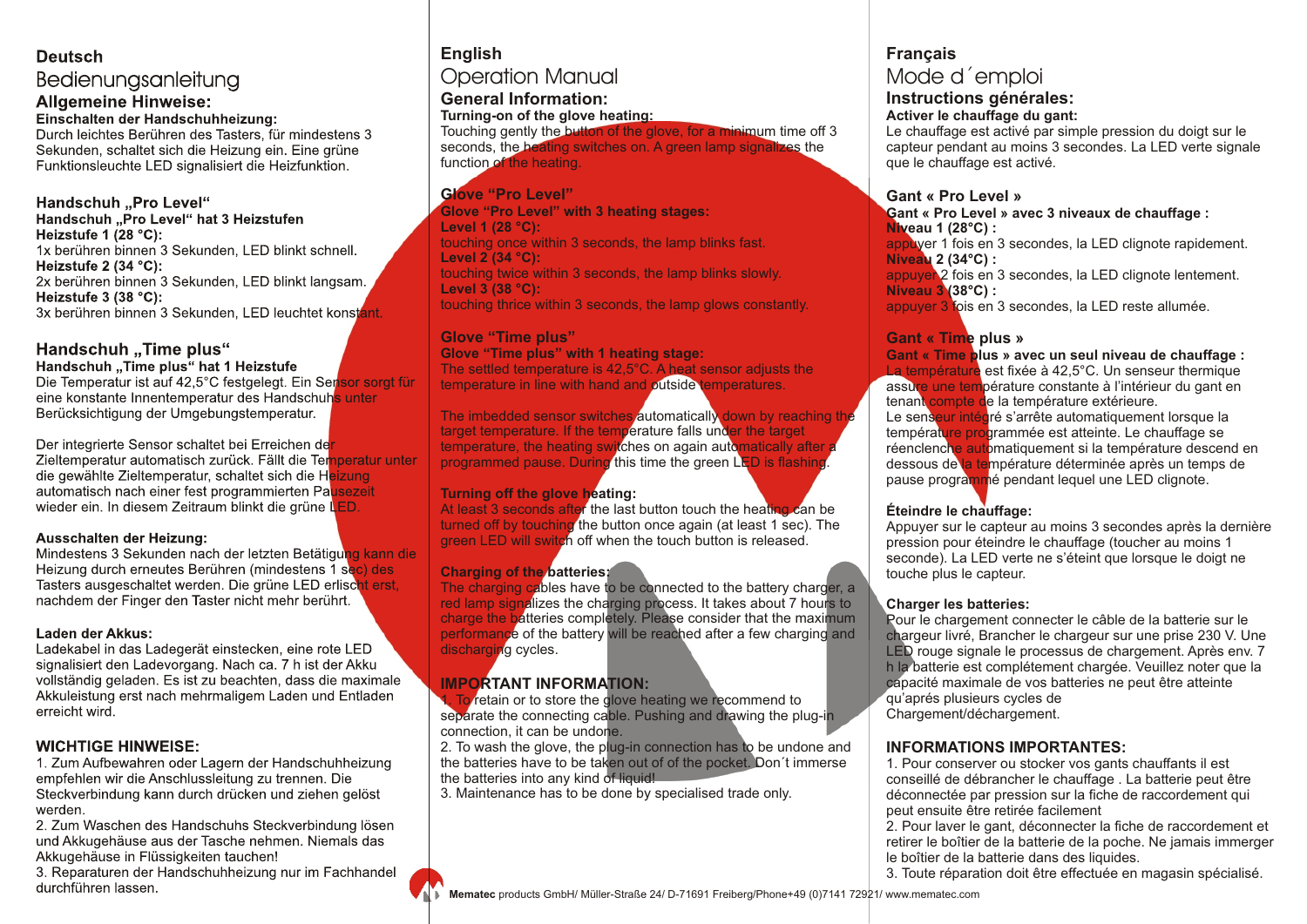## Deutsch

# Bedienungsanleitung

## Allgemeine Hinweise:

**Einschalten der Handschuhheizung:**

Durch leichtes Berühren des Tasters, für mindestens 3 Sekunden, schaltet sich die Heizung ein. Eine grüne Funktionsleuchte LED signalisiert die Heizfunktion.

### Handschuh „Pro Level“

**Handschuh „Pro Level“ hat 3 Heizstufen**

**Heizstufe 1 (28 °C):**

1x berühren binnen 3 Sekunden, LED blinkt schnell.

**Heizstufe 2 (34 °C):**

2x berühren binnen 3 Sekunden, LED blinkt langsam.

**Heizstufe 3 (38 °C):**

3x berühren binnen 3 Sekunden, LED leuchtet konstant.

### Handschuh „Time plus“

**Handschuh „Time plus“ hat 1 Heizstufe**

Die Temperatur ist auf 42,5°C festgelegt. Ein Sensor sorgt für eine konstante Innentemperatur des Handschuhs unter Berücksichtigung der Umgebungstemperatur.

Der integrierte Sensor schaltet bei Erreichen der Zieltemperatur automatisch zurück. Fällt die Temperatur unter die gewählte Zieltemperatur, schaltet sich die Heizung automatisch nach einer fest programmierten Pausezeit wieder ein. In diesem Zeitraum blinkt die grüne LED.

**Ausschalten der Heizung:**

Mindestens 3 Sekunden nach der letzten Betätigung kann die Heizung durch erneutes Berühren (mindestens 1 sec) des Tasters ausgeschaltet werden. Die grüne LED erlischt erst, nachdem der Finger den Taster nicht mehr berührt.

**Laden der Akkus:**

Ladekabel in das Ladegerät einstecken, eine rote LED signalisiert den Ladevorgang. Nach ca. 7 h ist der Akku vollständig geladen. Es ist zu beachten, dass die maximale Akkuleistung erst nach mehrmaligem Laden und Entladen erreicht wird.

### WICHTIGE HINWEISE:

1. Zum Aufbewahren oder Lagern der Handschuhheizung empfehlen wir die Anschlussleitung zu trennen. Die Steckverbindung kann durch drücken und ziehen gelöst werden.
2. Zum Waschen des Handschuhs Steckverbindung lösen und Akkugehäuse aus der Tasche nehmen. Niemals das Akkugehäuse in Flüssigkeiten tauchen!
3. Reparaturen der Handschuhheizung nur im Fachhandel durchführen lassen.

## English

# Operation Manual

## General Information:

**Turning-on of the glove heating:**

Touching gently the button of the glove, for a minimum time off 3 seconds, the heating switches on. A green lamp signalizes the function of the heating.

### Glove “Pro Level”

**Glove “Pro Level” with 3 heating stages:**

**Level 1 (28 °C):**

touching once within 3 seconds, the lamp blinks fast.

**Level 2 (34 °C):**

touching twice within 3 seconds, the lamp blinks slowly.

**Level 3 (38 °C):**

touching thrice within 3 seconds, the lamp glows constantly.

### Glove “Time plus”

**Glove “Time plus” with 1 heating stage:**

The settled temperature is 42,5°C. A heat sensor adjusts the temperature in line with hand and outside temperatures.

The imbedded sensor switches automatically down by reaching the target temperature. If the temperature falls under the target temperature, the heating switches on again automatically after a programmed pause. During this time the green LED is flashing.

**Turning off the glove heating:**

At least 3 seconds after the last button touch the heating can be turned off by touching the button once again (at least 1 sec). The green LED will switch off when the touch button is released.

**Charging of the batteries:**

The charging cables have to be connected to the battery charger, a red lamp signalizes the charging process. It takes about 7 hours to charge the batteries completely. Please consider that the maximum performance of the battery will be reached after a few charging and discharging cycles.

### IMPORTANT INFORMATION:

1. To retain or to store the glove heating we recommend to separate the connecting cable. Pushing and drawing the plug-in connection, it can be undone.
2. To wash the glove, the plug-in connection has to be undone and the batteries have to be taken out of of the pocket. Don´t immerse the batteries into any kind of liquid!
3. Maintenance has to be done by specialised trade only.

## Français

# Mode d´emploi

## Instructions générales:

**Activer le chauffage du gant:**

Le chauffage est activé par simple pression du doigt sur le capteur pendant au moins 3 secondes. La LED verte signale que le chauffage est activé.

### Gant « Pro Level »

**Gant « Pro Level » avec 3 niveaux de chauffage :**

**Niveau 1 (28°C) :**

appuyer 1 fois en 3 secondes, la LED clignote rapidement.

**Niveau 2 (34°C) :**

appuyer 2 fois en 3 secondes, la LED clignote lentement.

**Niveau 3 (38°C) :**

appuyer 3 fois en 3 secondes, la LED reste allumée.

### Gant « Time plus »

**Gant « Time plus » avec un seul niveau de chauffage :**

La température est fixée à 42,5°C. Un senseur thermique assure une température constante à l'intérieur du gant en tenant compte de la température extérieure.

Le senseur intégré s'arrête automatiquement lorsque la température programmée est atteinte. Le chauffage se réenclenche automatiquement si la température descend en dessous de la température déterminée après un temps de pause programmé pendant lequel une LED clignote.

**Éteindre le chauffage:**

Appuyer sur le capteur au moins 3 secondes après la dernière pression pour éteindre le chauffage (toucher au moins 1 seconde). La LED verte ne s'éteint que lorsque le doigt ne touche plus le capteur.

**Charger les batteries:**

Pour le chargement connecter le câble de la batterie sur le chargeur livré, Brancher le chargeur sur une prise 230 V. Une LED rouge signale le processus de chargement. Après env. 7 h la batterie est complétement chargée. Veuillez noter que la capacité maximale de vos batteries ne peut être atteinte qu'aprés plusieurs cycles de Chargement/déchargement.

### INFORMATIONS IMPORTANTES:

1. Pour conserver ou stocker vos gants chauffants il est conseillé de débrancher le chauffage . La batterie peut être déconnectée par pression sur la fiche de raccordement qui peut ensuite être retirée facilement
2. Pour laver le gant, déconnecter la fiche de raccordement et retirer le boîtier de la batterie de la poche. Ne jamais immerger le boîtier de la batterie dans des liquides.
3. Toute réparation doit être effectuée en magasin spécialisé.

**Mematec** products GmbH/ Müller-Straße 24/ D-71691 Freiberg/Phone+49 (0)7141 72921/ www.mematec.com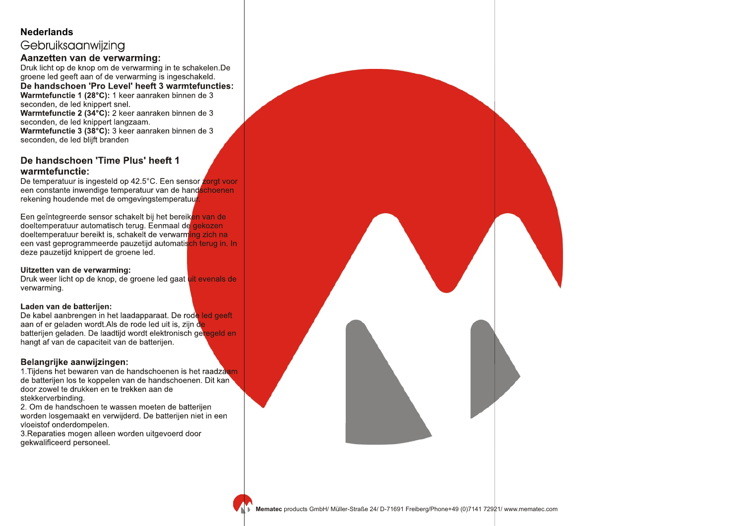# Nederlands

## Gebruiksaanwijzing

### Aanzetten van de verwarming:

Druk licht op de knop om de verwarming in te schakelen.De groene led geeft aan of de verwarming is ingeschakeld.

### De handschoen 'Pro Level' heeft 3 warmtefuncties:

**Warmtefunctie 1 (28°C):** 1 keer aanraken binnen de 3 seconden, de led knippert snel.
**Warmtefunctie 2 (34°C):** 2 keer aanraken binnen de 3 seconden, de led knippert langzaam.
**Warmtefunctie 3 (38°C):** 3 keer aanraken binnen de 3 seconden, de led blijft branden

### De handschoen 'Time Plus' heeft 1 warmtefunctie:

De temperatuur is ingesteld op 42.5°C. Een sensor zorgt voor een constante inwendige temperatuur van de handschoenen rekening houdende met de omgevingstemperatuur.

Een geïntegreerde sensor schakelt bij het bereiken van de doeltemperatuur automatisch terug. Eenmaal de gekozen doeltemperatuur bereikt is, schakelt de verwarming zich na een vast geprogrammeerde pauzetijd automatisch terug in. In deze pauzetijd knippert de groene led.

**Uitzetten van de verwarming:**

Druk weer licht op de knop, de groene led gaat uit evenals de verwarming.

**Laden van de batterijen:**

De kabel aanbrengen in het laadapparaat. De rode led geeft aan of er geladen wordt.Als de rode led uit is, zijn de batterijen geladen. De laadtijd wordt elektronisch geregeld en hangt af van de capaciteit van de batterijen.

### Belangrijke aanwijzingen:

1.Tijdens het bewaren van de handschoenen is het raadzaam de batterijen los te koppelen van de handschoenen. Dit kan door zowel te drukken en te trekken aan de stekkerverbinding.
2. Om de handschoen te wassen moeten de batterijen worden losgemaakt en verwijderd. De batterijen niet in een vloeistof onderdompelen.
3.Reparaties mogen alleen worden uitgevoerd door gekwalificeerd personeel.

**Mematec** products GmbH/ Müller-Straße 24/ D-71691 Freiberg/Phone+49 (0)7141 72921/ www.mematec.com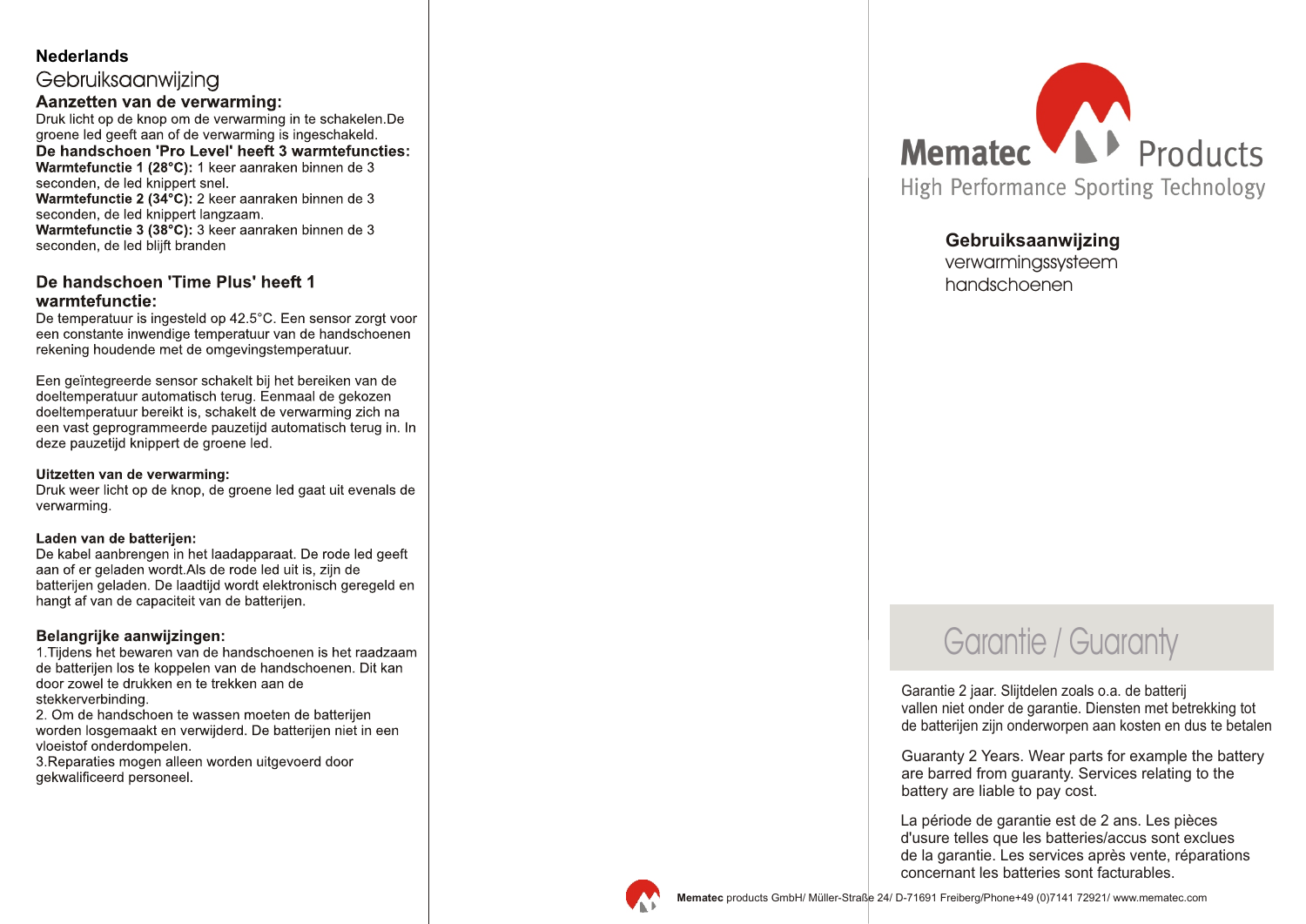## Nederlands

# Gebruiksaanwijzing

### Aanzetten van de verwarming:

Druk licht op de knop om de verwarming in te schakelen.De groene led geeft aan of de verwarming is ingeschakeld.

### De handschoen 'Pro Level' heeft 3 warmtefuncties:

**Warmtefunctie 1 (28°C):** 1 keer aanraken binnen de 3 seconden, de led knippert snel.
**Warmtefunctie 2 (34°C):** 2 keer aanraken binnen de 3 seconden, de led knippert langzaam.
**Warmtefunctie 3 (38°C):** 3 keer aanraken binnen de 3 seconden, de led blijft branden

### De handschoen 'Time Plus' heeft 1 warmtefunctie:

De temperatuur is ingesteld op 42.5°C. Een sensor zorgt voor een constante inwendige temperatuur van de handschoenen rekening houdende met de omgevingstemperatuur.

Een geïntegreerde sensor schakelt bij het bereiken van de doeltemperatuur automatisch terug. Eenmaal de gekozen doeltemperatuur bereikt is, schakelt de verwarming zich na een vast geprogrammeerde pauzetijd automatisch terug in. In deze pauzetijd knippert de groene led.

**Uitzetten van de verwarming:**
Druk weer licht op de knop, de groene led gaat uit evenals de verwarming.

**Laden van de batterijen:**
De kabel aanbrengen in het laadapparaat. De rode led geeft aan of er geladen wordt.Als de rode led uit is, zijn de batterijen geladen. De laadtijd wordt elektronisch geregeld en hangt af van de capaciteit van de batterijen.

### Belangrijke aanwijzingen:

1.Tijdens het bewaren van de handschoenen is het raadzaam de batterijen los te koppelen van de handschoenen. Dit kan door zowel te drukken en te trekken aan de stekkerverbinding.
2. Om de handschoen te wassen moeten de batterijen worden losgemaakt en verwijderd. De batterijen niet in een vloeistof onderdompelen.
3.Reparaties mogen alleen worden uitgevoerd door gekwalificeerd personeel.

---

**Mematec Products**
High Performance Sporting Technology

**Gebruiksaanwijzing**
verwarmingssysteem
handschoenen

## Garantie / Guaranty

Garantie 2 jaar. Slijtdelen zoals o.a. de batterij vallen niet onder de garantie. Diensten met betrekking tot de batterijen zijn onderworpen aan kosten en dus te betalen

Guaranty 2 Years. Wear parts for example the battery are barred from guaranty. Services relating to the battery are liable to pay cost.

La période de garantie est de 2 ans. Les pièces d'usure telles que les batteries/accus sont exclues de la garantie. Les services après vente, réparations concernant les batteries sont facturables.

**Mematec** products GmbH/ Müller-Straße 24/ D-71691 Freiberg/Phone+49 (0)7141 72921/ www.mematec.com